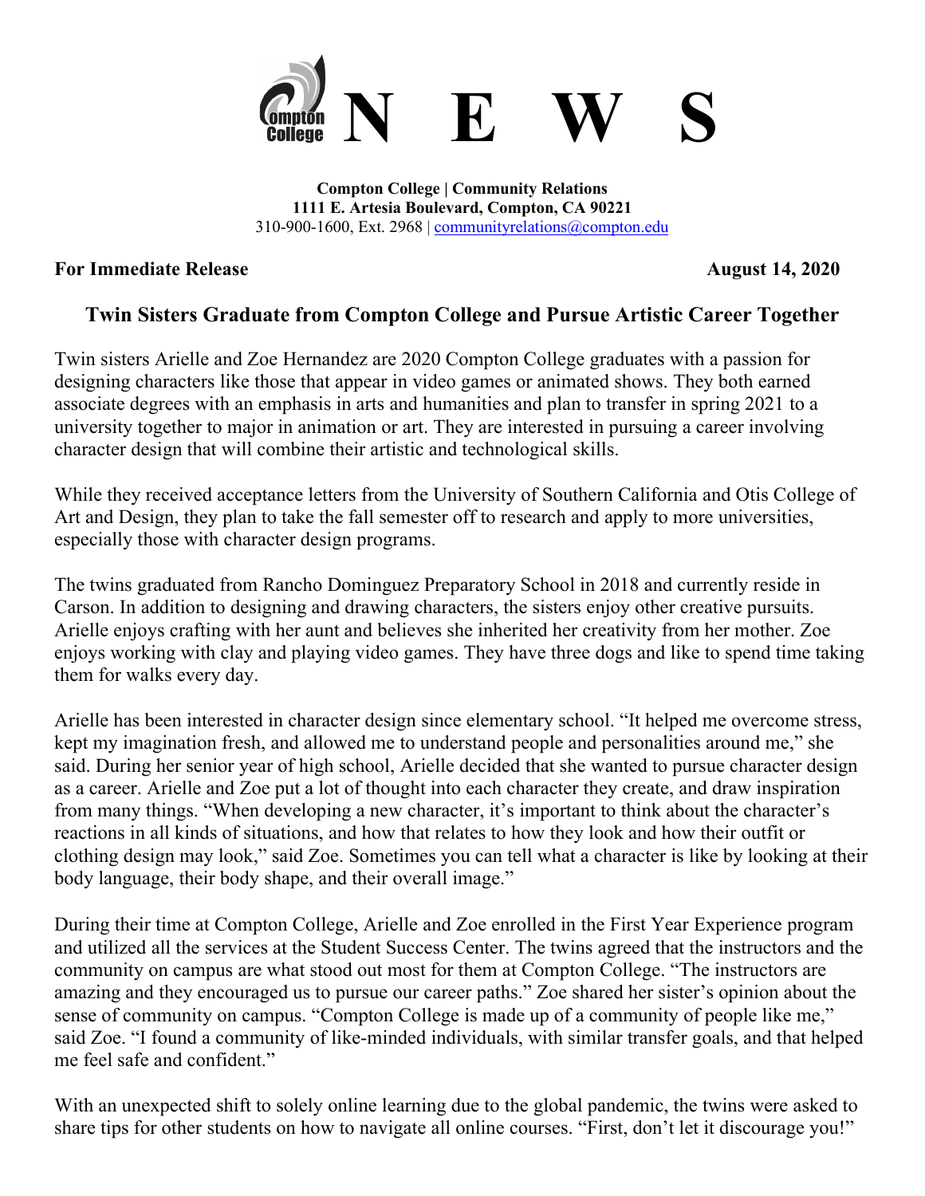# N E W S

**Compton College | Community Relations**
**1111 E. Artesia Boulevard, Compton, CA 90221**
310-900-1600, Ext. 2968 | communityrelations@compton.edu

**For Immediate Release** **August 14, 2020**

## Twin Sisters Graduate from Compton College and Pursue Artistic Career Together

Twin sisters Arielle and Zoe Hernandez are 2020 Compton College graduates with a passion for designing characters like those that appear in video games or animated shows. They both earned associate degrees with an emphasis in arts and humanities and plan to transfer in spring 2021 to a university together to major in animation or art. They are interested in pursuing a career involving character design that will combine their artistic and technological skills.

While they received acceptance letters from the University of Southern California and Otis College of Art and Design, they plan to take the fall semester off to research and apply to more universities, especially those with character design programs.

The twins graduated from Rancho Dominguez Preparatory School in 2018 and currently reside in Carson. In addition to designing and drawing characters, the sisters enjoy other creative pursuits. Arielle enjoys crafting with her aunt and believes she inherited her creativity from her mother. Zoe enjoys working with clay and playing video games. They have three dogs and like to spend time taking them for walks every day.

Arielle has been interested in character design since elementary school. "It helped me overcome stress, kept my imagination fresh, and allowed me to understand people and personalities around me," she said. During her senior year of high school, Arielle decided that she wanted to pursue character design as a career. Arielle and Zoe put a lot of thought into each character they create, and draw inspiration from many things. "When developing a new character, it's important to think about the character's reactions in all kinds of situations, and how that relates to how they look and how their outfit or clothing design may look," said Zoe. Sometimes you can tell what a character is like by looking at their body language, their body shape, and their overall image."

During their time at Compton College, Arielle and Zoe enrolled in the First Year Experience program and utilized all the services at the Student Success Center. The twins agreed that the instructors and the community on campus are what stood out most for them at Compton College. "The instructors are amazing and they encouraged us to pursue our career paths." Zoe shared her sister's opinion about the sense of community on campus. "Compton College is made up of a community of people like me," said Zoe. "I found a community of like-minded individuals, with similar transfer goals, and that helped me feel safe and confident."

With an unexpected shift to solely online learning due to the global pandemic, the twins were asked to share tips for other students on how to navigate all online courses. "First, don't let it discourage you!"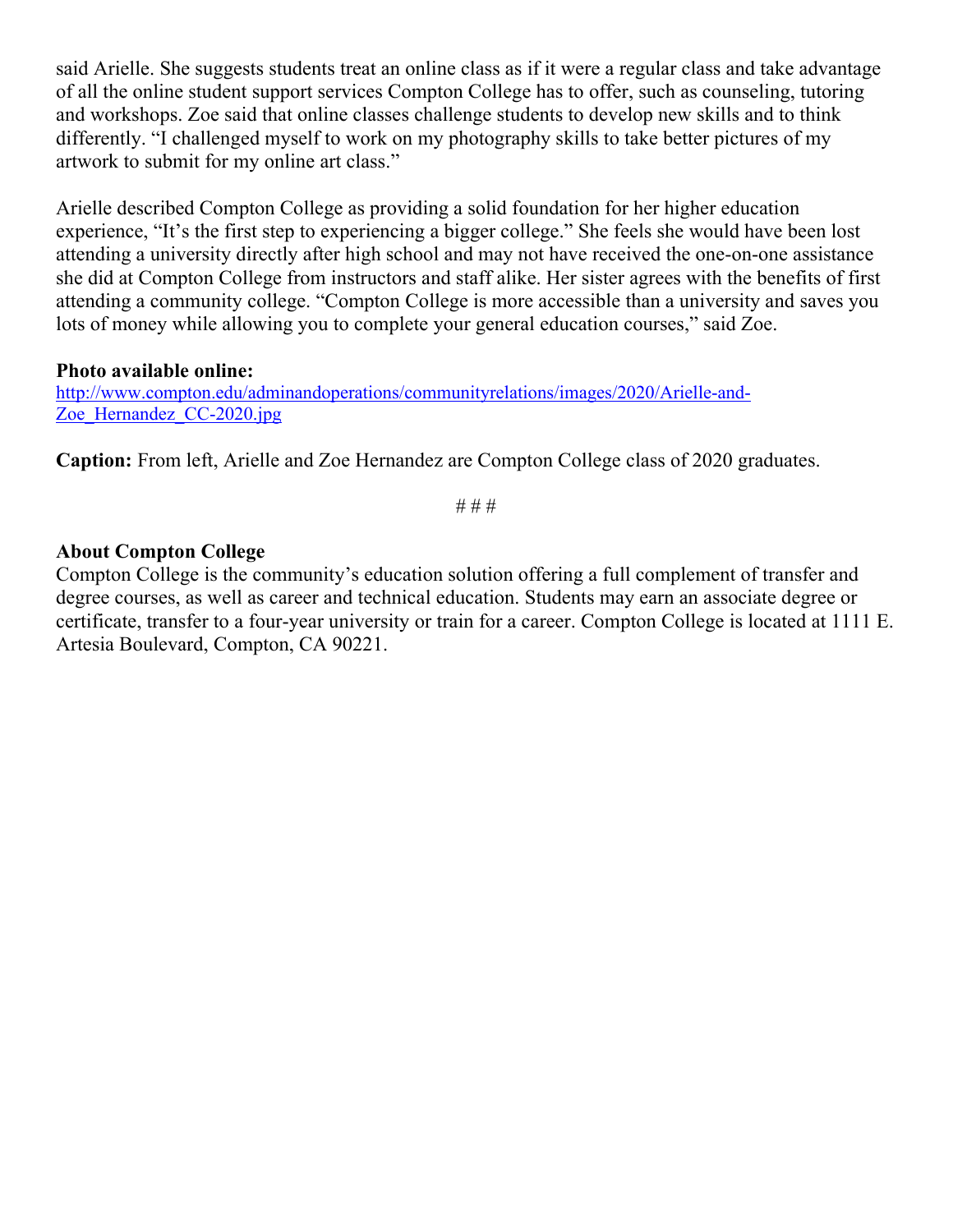said Arielle. She suggests students treat an online class as if it were a regular class and take advantage of all the online student support services Compton College has to offer, such as counseling, tutoring and workshops. Zoe said that online classes challenge students to develop new skills and to think differently. "I challenged myself to work on my photography skills to take better pictures of my artwork to submit for my online art class."

Arielle described Compton College as providing a solid foundation for her higher education experience, "It's the first step to experiencing a bigger college." She feels she would have been lost attending a university directly after high school and may not have received the one-on-one assistance she did at Compton College from instructors and staff alike. Her sister agrees with the benefits of first attending a community college. "Compton College is more accessible than a university and saves you lots of money while allowing you to complete your general education courses," said Zoe.

**Photo available online:**
[http://www.compton.edu/adminandoperations/communityrelations/images/2020/Arielle-and-Zoe_Hernandez_CC-2020.jpg](http://www.compton.edu/adminandoperations/communityrelations/images/2020/Arielle-and-Zoe_Hernandez_CC-2020.jpg)

**Caption:** From left, Arielle and Zoe Hernandez are Compton College class of 2020 graduates.

# # #

**About Compton College**
Compton College is the community's education solution offering a full complement of transfer and degree courses, as well as career and technical education. Students may earn an associate degree or certificate, transfer to a four-year university or train for a career. Compton College is located at 1111 E. Artesia Boulevard, Compton, CA 90221.